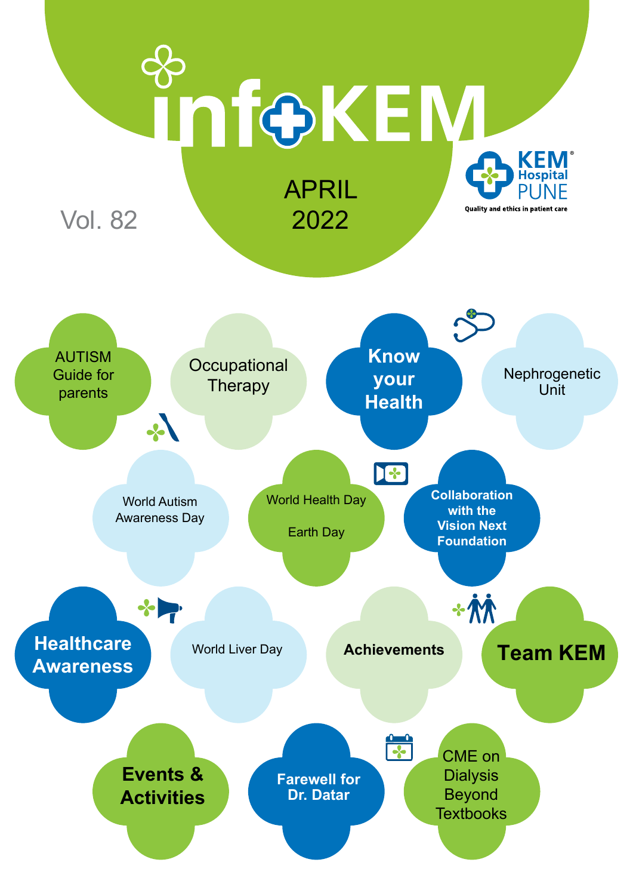# infoKEM

KEM Hospital PUNE

Quality and ethics in patient care

Vol. 82

APRIL 2022

- AUTISM Guide for parents
- Occupational Therapy
- **Know your Health**
- Nephrogenetic Unit
- World Autism Awareness Day
- World Health Day
- Earth Day
- **Collaboration with the Vision Next Foundation**
- **Healthcare Awareness**
- World Liver Day
- **Achievements**
- **Team KEM**
- **Events & Activities**
- **Farewell for Dr. Datar**
- CME on Dialysis Beyond Textbooks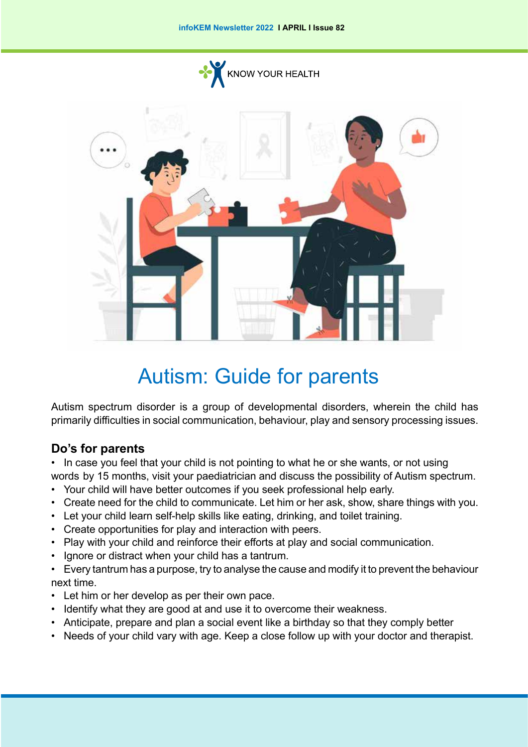KNOW YOUR HEALTH

# Autism: Guide for parents

Autism spectrum disorder is a group of developmental disorders, wherein the child has primarily difficulties in social communication, behaviour, play and sensory processing issues.

## Do's for parents

- In case you feel that your child is not pointing to what he or she wants, or not using words by 15 months, visit your paediatrician and discuss the possibility of Autism spectrum.
- Your child will have better outcomes if you seek professional help early.
- Create need for the child to communicate. Let him or her ask, show, share things with you.
- Let your child learn self-help skills like eating, drinking, and toilet training.
- Create opportunities for play and interaction with peers.
- Play with your child and reinforce their efforts at play and social communication.
- Ignore or distract when your child has a tantrum.
- Every tantrum has a purpose, try to analyse the cause and modify it to prevent the behaviour next time.
- Let him or her develop as per their own pace.
- Identify what they are good at and use it to overcome their weakness.
- Anticipate, prepare and plan a social event like a birthday so that they comply better
- Needs of your child vary with age. Keep a close follow up with your doctor and therapist.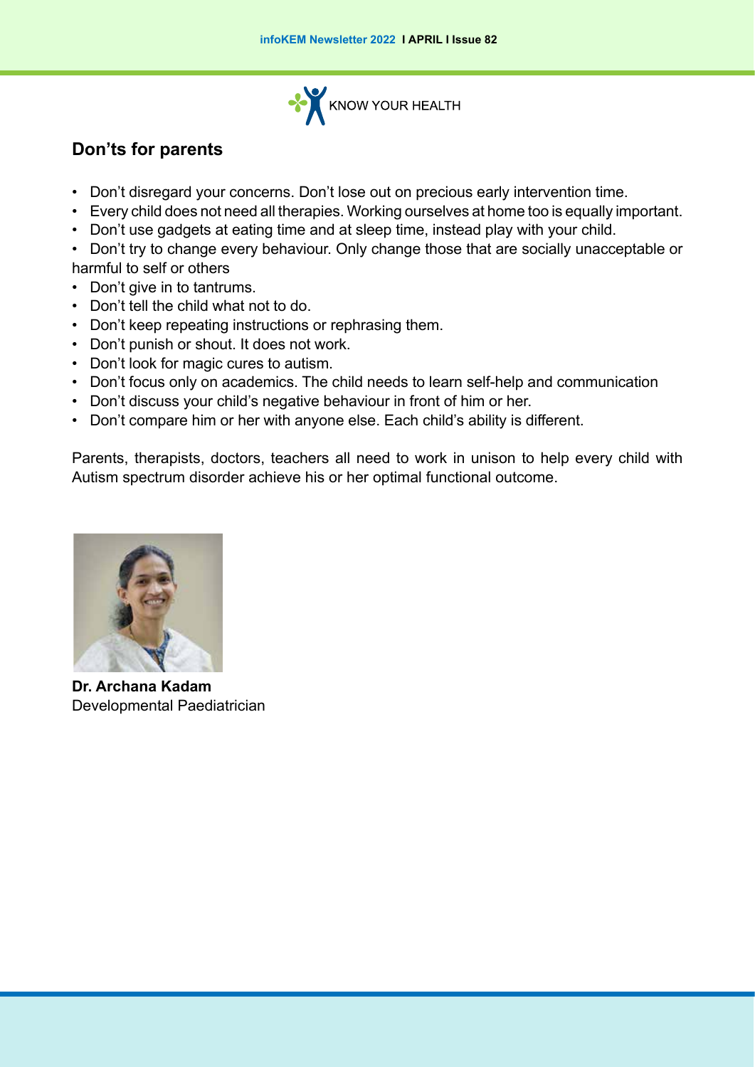KNOW YOUR HEALTH

## Don’ts for parents

- Don’t disregard your concerns. Don’t lose out on precious early intervention time.
- Every child does not need all therapies. Working ourselves at home too is equally important.
- Don’t use gadgets at eating time and at sleep time, instead play with your child.
- Don’t try to change every behaviour. Only change those that are socially unacceptable or harmful to self or others
- Don’t give in to tantrums.
- Don’t tell the child what not to do.
- Don’t keep repeating instructions or rephrasing them.
- Don’t punish or shout. It does not work.
- Don’t look for magic cures to autism.
- Don’t focus only on academics. The child needs to learn self-help and communication
- Don’t discuss your child’s negative behaviour in front of him or her.
- Don’t compare him or her with anyone else. Each child’s ability is different.

Parents, therapists, doctors, teachers all need to work in unison to help every child with Autism spectrum disorder achieve his or her optimal functional outcome.

**Dr. Archana Kadam**
Developmental Paediatrician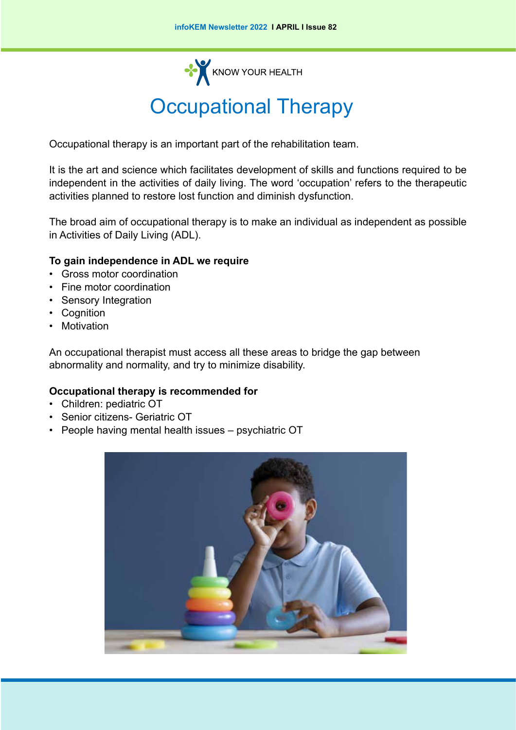KNOW YOUR HEALTH

# Occupational Therapy

Occupational therapy is an important part of the rehabilitation team.

It is the art and science which facilitates development of skills and functions required to be independent in the activities of daily living. The word ‘occupation’ refers to the therapeutic activities planned to restore lost function and diminish dysfunction.

The broad aim of occupational therapy is to make an individual as independent as possible in Activities of Daily Living (ADL).

**To gain independence in ADL we require**

- Gross motor coordination
- Fine motor coordination
- Sensory Integration
- Cognition
- Motivation

An occupational therapist must access all these areas to bridge the gap between abnormality and normality, and try to minimize disability.

**Occupational therapy is recommended for**

- Children: pediatric OT
- Senior citizens- Geriatric OT
- People having mental health issues – psychiatric OT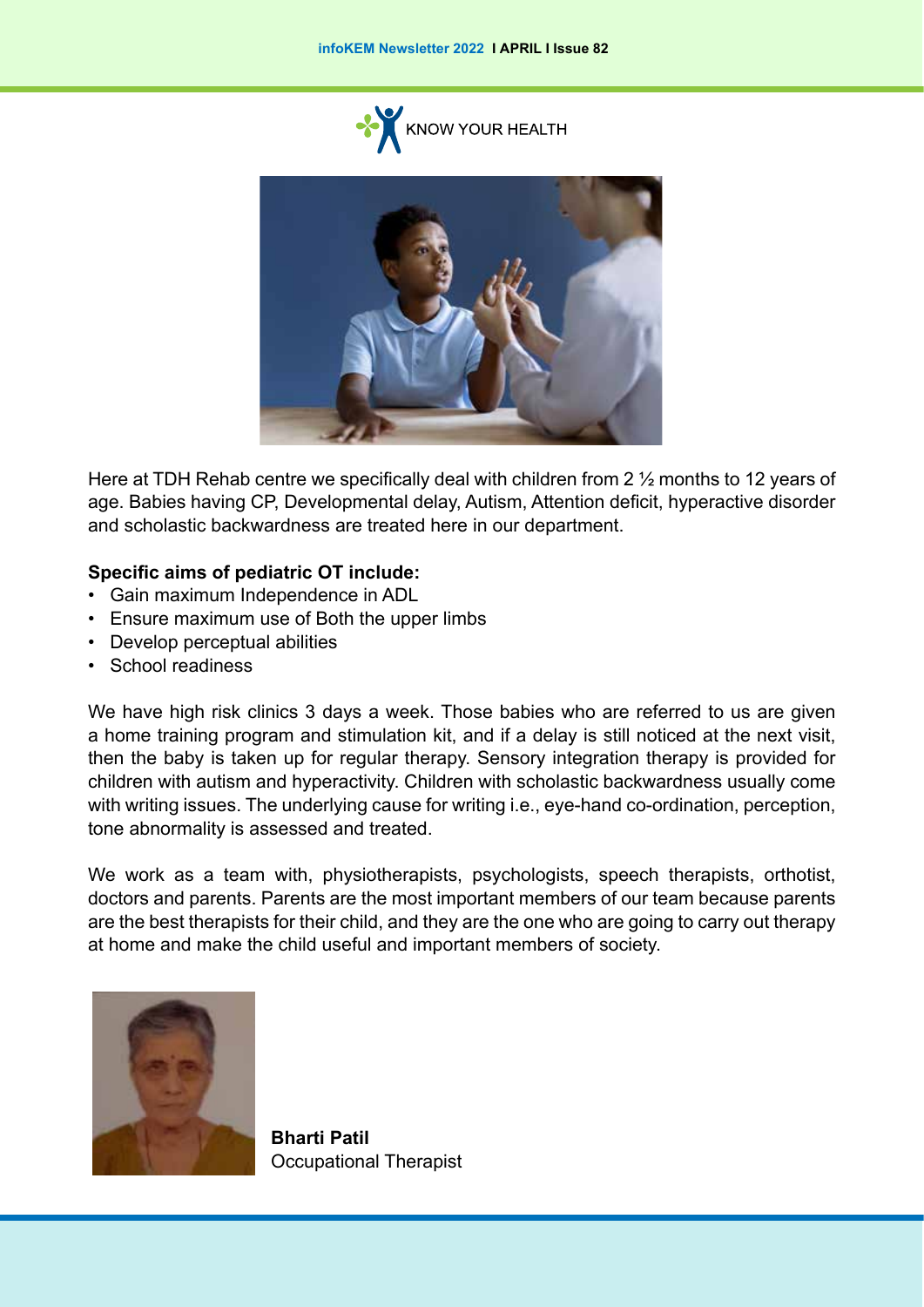KNOW YOUR HEALTH

Here at TDH Rehab centre we specifically deal with children from 2 ½ months to 12 years of age. Babies having CP, Developmental delay, Autism, Attention deficit, hyperactive disorder and scholastic backwardness are treated here in our department.

**Specific aims of pediatric OT include:**

- Gain maximum Independence in ADL
- Ensure maximum use of Both the upper limbs
- Develop perceptual abilities
- School readiness

We have high risk clinics 3 days a week. Those babies who are referred to us are given a home training program and stimulation kit, and if a delay is still noticed at the next visit, then the baby is taken up for regular therapy. Sensory integration therapy is provided for children with autism and hyperactivity. Children with scholastic backwardness usually come with writing issues. The underlying cause for writing i.e., eye-hand co-ordination, perception, tone abnormality is assessed and treated.

We work as a team with, physiotherapists, psychologists, speech therapists, orthotist, doctors and parents. Parents are the most important members of our team because parents are the best therapists for their child, and they are the one who are going to carry out therapy at home and make the child useful and important members of society.

**Bharti Patil**
Occupational Therapist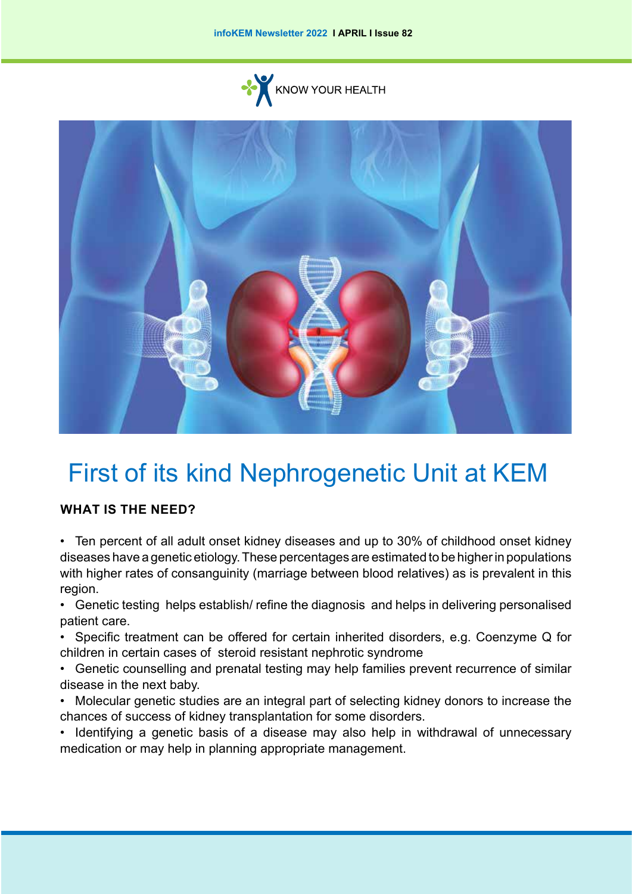KNOW YOUR HEALTH

# First of its kind Nephrogenetic Unit at KEM

**WHAT IS THE NEED?**

- Ten percent of all adult onset kidney diseases and up to 30% of childhood onset kidney diseases have a genetic etiology. These percentages are estimated to be higher in populations with higher rates of consanguinity (marriage between blood relatives) as is prevalent in this region.
- Genetic testing helps establish/ refine the diagnosis and helps in delivering personalised patient care.
- Specific treatment can be offered for certain inherited disorders, e.g. Coenzyme Q for children in certain cases of steroid resistant nephrotic syndrome
- Genetic counselling and prenatal testing may help families prevent recurrence of similar disease in the next baby.
- Molecular genetic studies are an integral part of selecting kidney donors to increase the chances of success of kidney transplantation for some disorders.
- Identifying a genetic basis of a disease may also help in withdrawal of unnecessary medication or may help in planning appropriate management.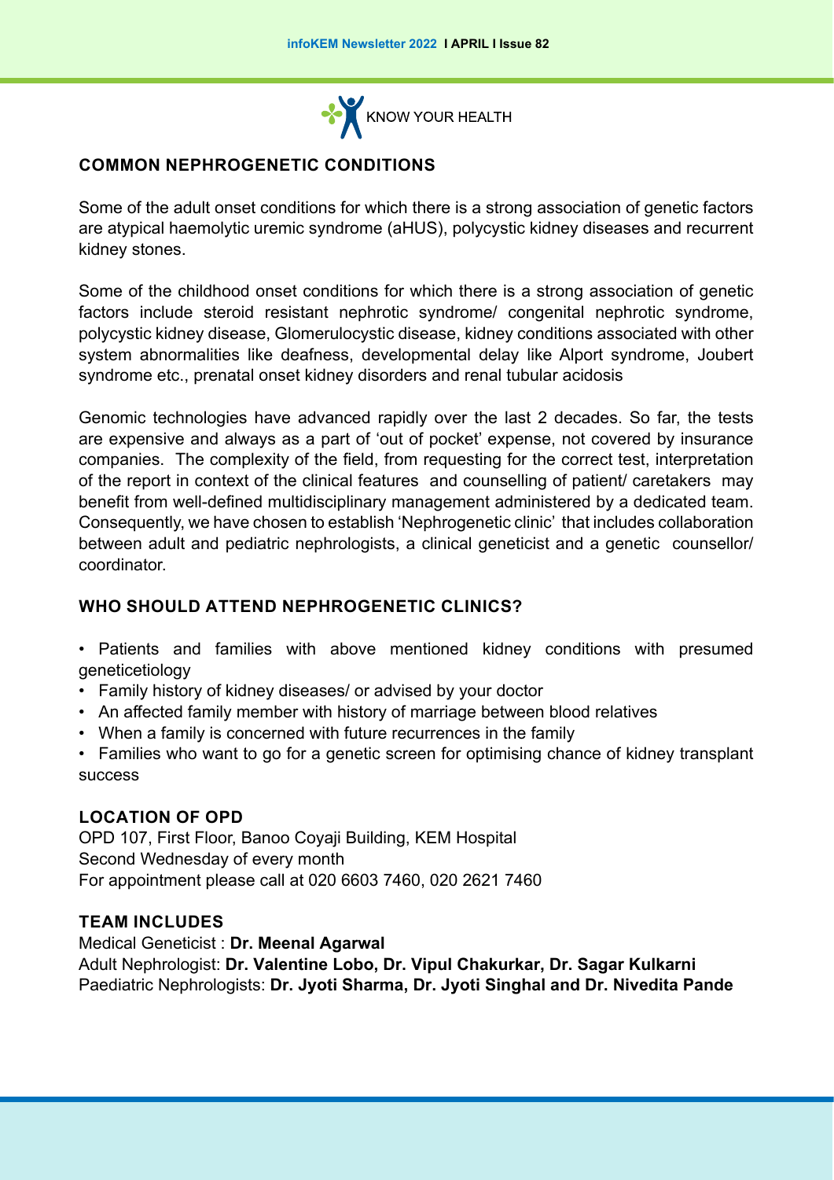KNOW YOUR HEALTH

## COMMON NEPHROGENETIC CONDITIONS

Some of the adult onset conditions for which there is a strong association of genetic factors are atypical haemolytic uremic syndrome (aHUS), polycystic kidney diseases and recurrent kidney stones.

Some of the childhood onset conditions for which there is a strong association of genetic factors include steroid resistant nephrotic syndrome/ congenital nephrotic syndrome, polycystic kidney disease, Glomerulocystic disease, kidney conditions associated with other system abnormalities like deafness, developmental delay like Alport syndrome, Joubert syndrome etc., prenatal onset kidney disorders and renal tubular acidosis

Genomic technologies have advanced rapidly over the last 2 decades. So far, the tests are expensive and always as a part of 'out of pocket' expense, not covered by insurance companies. The complexity of the field, from requesting for the correct test, interpretation of the report in context of the clinical features and counselling of patient/ caretakers may benefit from well-defined multidisciplinary management administered by a dedicated team. Consequently, we have chosen to establish 'Nephrogenetic clinic' that includes collaboration between adult and pediatric nephrologists, a clinical geneticist and a genetic counsellor/ coordinator.

## WHO SHOULD ATTEND NEPHROGENETIC CLINICS?

- Patients and families with above mentioned kidney conditions with presumed geneticetiology
- Family history of kidney diseases/ or advised by your doctor
- An affected family member with history of marriage between blood relatives
- When a family is concerned with future recurrences in the family
- Families who want to go for a genetic screen for optimising chance of kidney transplant success

## LOCATION OF OPD

OPD 107, First Floor, Banoo Coyaji Building, KEM Hospital
Second Wednesday of every month
For appointment please call at 020 6603 7460, 020 2621 7460

## TEAM INCLUDES

Medical Geneticist : **Dr. Meenal Agarwal**
Adult Nephrologist: **Dr. Valentine Lobo, Dr. Vipul Chakurkar, Dr. Sagar Kulkarni**
Paediatric Nephrologists: **Dr. Jyoti Sharma, Dr. Jyoti Singhal and Dr. Nivedita Pande**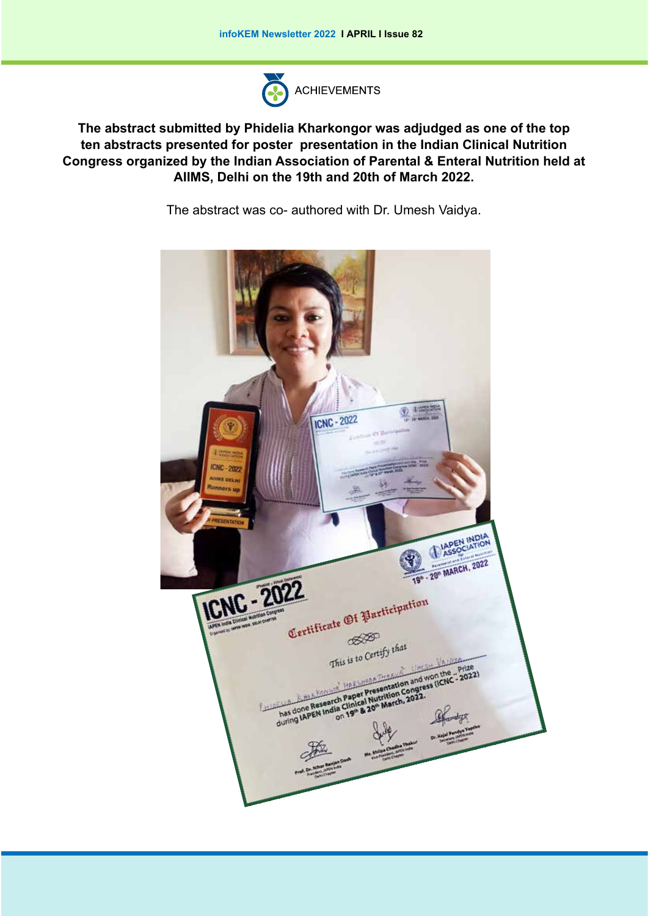## ACHIEVEMENTS

**The abstract submitted by Phidelia Kharkongor was adjudged as one of the top ten abstracts presented for poster presentation in the Indian Clinical Nutrition Congress organized by the Indian Association of Parental & Enteral Nutrition held at AIIMS, Delhi on the 19th and 20th of March 2022.**

The abstract was co- authored with Dr. Umesh Vaidya.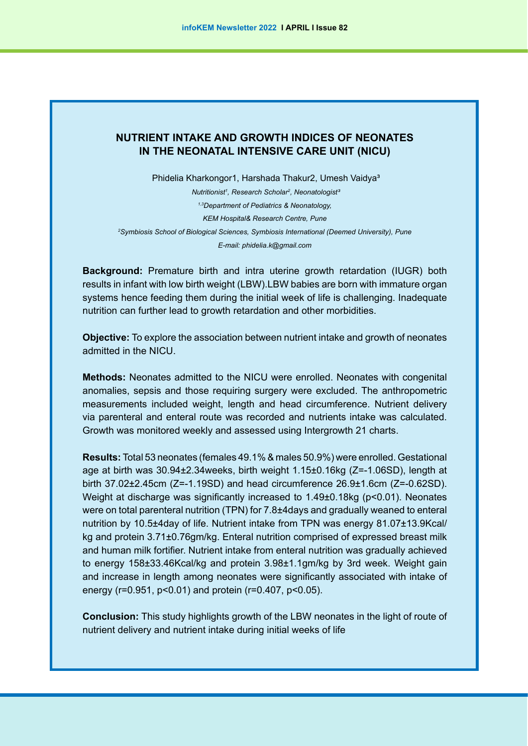# NUTRIENT INTAKE AND GROWTH INDICES OF NEONATES IN THE NEONATAL INTENSIVE CARE UNIT (NICU)

Phidelia Kharkongor1, Harshada Thakur2, Umesh Vaidya[3]

*Nutritionist[1], Research Scholar[2], Neonatologist[3]*

*[1,3]Department of Pediatrics & Neonatology,*

*KEM Hospital& Research Centre, Pune*

*[2]Symbiosis School of Biological Sciences, Symbiosis International (Deemed University), Pune*

*E-mail: phidelia.k@gmail.com*

**Background:** Premature birth and intra uterine growth retardation (IUGR) both results in infant with low birth weight (LBW).LBW babies are born with immature organ systems hence feeding them during the initial week of life is challenging. Inadequate nutrition can further lead to growth retardation and other morbidities.

**Objective:** To explore the association between nutrient intake and growth of neonates admitted in the NICU.

**Methods:** Neonates admitted to the NICU were enrolled. Neonates with congenital anomalies, sepsis and those requiring surgery were excluded. The anthropometric measurements included weight, length and head circumference. Nutrient delivery via parenteral and enteral route was recorded and nutrients intake was calculated. Growth was monitored weekly and assessed using Intergrowth 21 charts.

**Results:** Total 53 neonates (females 49.1% & males 50.9%) were enrolled. Gestational age at birth was 30.94±2.34weeks, birth weight 1.15±0.16kg (Z=-1.06SD), length at birth 37.02±2.45cm (Z=-1.19SD) and head circumference 26.9±1.6cm (Z=-0.62SD). Weight at discharge was significantly increased to 1.49±0.18kg ($p<0.01$). Neonates were on total parenteral nutrition (TPN) for 7.8±4days and gradually weaned to enteral nutrition by 10.5±4day of life. Nutrient intake from TPN was energy 81.07±13.9Kcal/kg and protein 3.71±0.76gm/kg. Enteral nutrition comprised of expressed breast milk and human milk fortifier. Nutrient intake from enteral nutrition was gradually achieved to energy 158±33.46Kcal/kg and protein 3.98±1.1gm/kg by 3rd week. Weight gain and increase in length among neonates were significantly associated with intake of energy ($r=0.951$, $p<0.01$) and protein ($r=0.407$, $p<0.05$).

**Conclusion:** This study highlights growth of the LBW neonates in the light of route of nutrient delivery and nutrient intake during initial weeks of life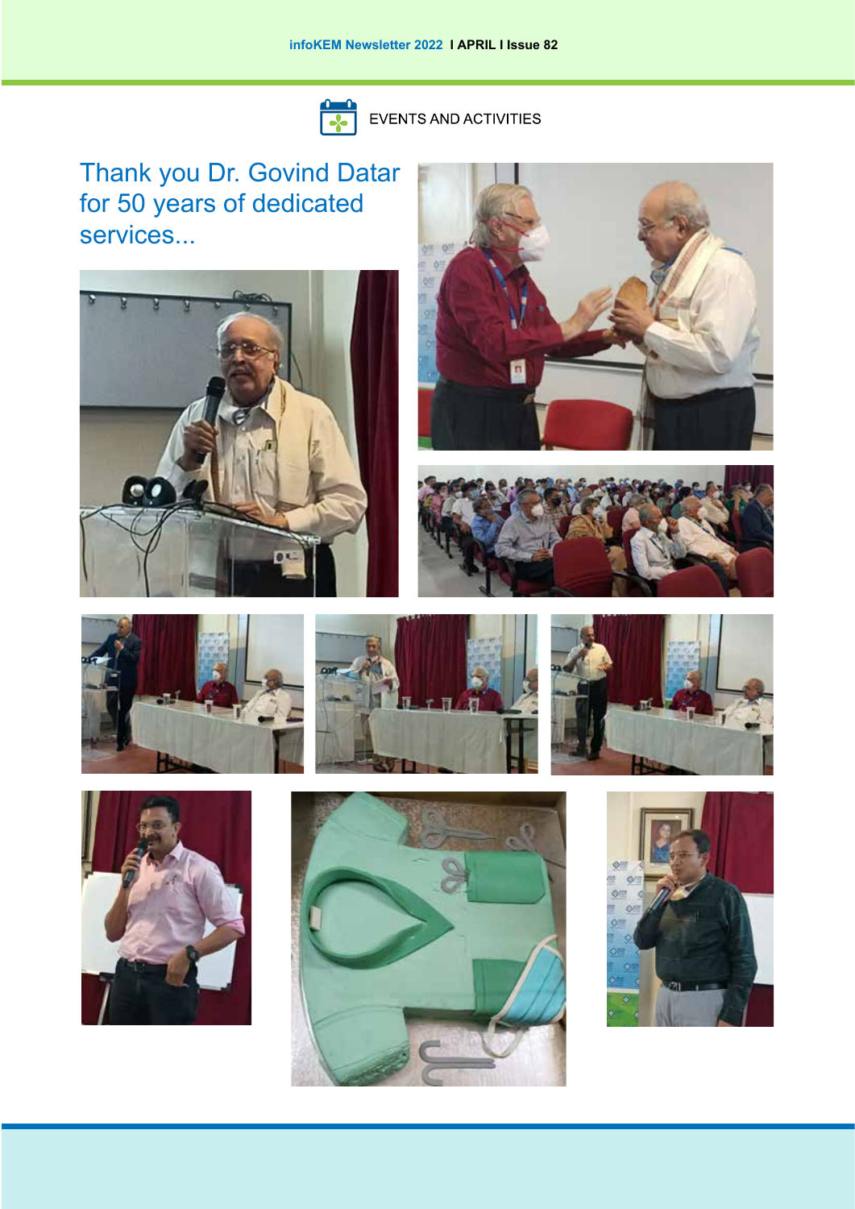EVENTS AND ACTIVITIES

# Thank you Dr. Govind Datar for 50 years of dedicated services...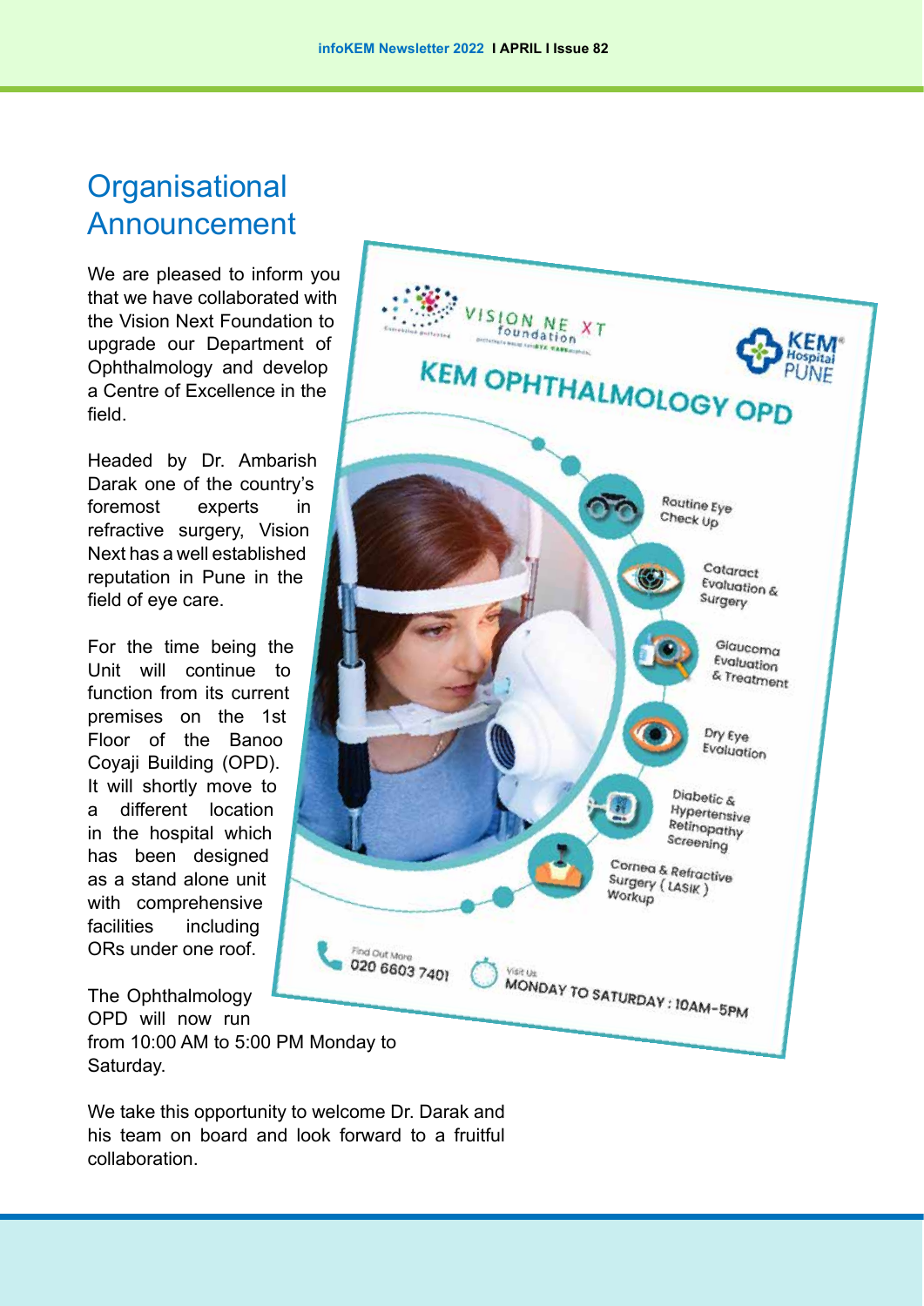# Organisational Announcement

We are pleased to inform you that we have collaborated with the Vision Next Foundation to upgrade our Department of Ophthalmology and develop a Centre of Excellence in the field.

Headed by Dr. Ambarish Darak one of the country's foremost experts in refractive surgery, Vision Next has a well established reputation in Pune in the field of eye care.

For the time being the Unit will continue to function from its current premises on the 1st Floor of the Banoo Coyaji Building (OPD). It will shortly move to a different location in the hospital which has been designed as a stand alone unit with comprehensive facilities including ORs under one roof.

The Ophthalmology OPD will now run from 10:00 AM to 5:00 PM Monday to Saturday.

We take this opportunity to welcome Dr. Darak and his team on board and look forward to a fruitful collaboration.

VISION NEXT foundation

KEM Hospital PUNE

**KEM OPHTHALMOLOGY OPD**

- Routine Eye Check Up
- Cataract Evaluation & Surgery
- Glaucoma Evaluation & Treatment
- Dry Eye Evaluation
- Diabetic & Hypertensive Retinopathy Screening
- Cornea & Refractive Surgery ( LASIK ) Workup

Find Out More: 020 6603 7401

Visit Us: MONDAY TO SATURDAY : 10AM-5PM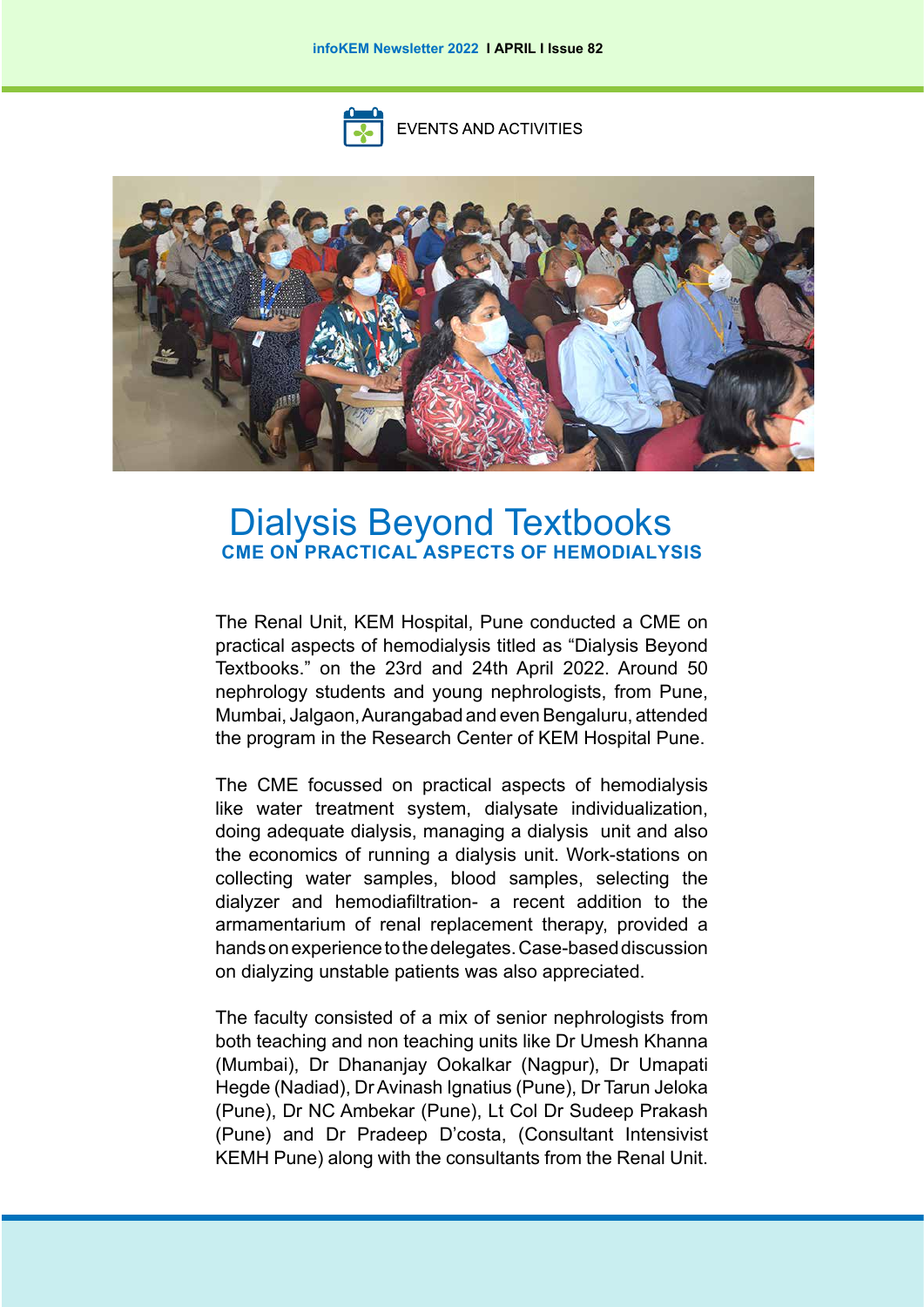EVENTS AND ACTIVITIES

# Dialysis Beyond Textbooks

## CME ON PRACTICAL ASPECTS OF HEMODIALYSIS

The Renal Unit, KEM Hospital, Pune conducted a CME on practical aspects of hemodialysis titled as "Dialysis Beyond Textbooks." on the 23rd and 24th April 2022. Around 50 nephrology students and young nephrologists, from Pune, Mumbai, Jalgaon, Aurangabad and even Bengaluru, attended the program in the Research Center of KEM Hospital Pune.

The CME focussed on practical aspects of hemodialysis like water treatment system, dialysate individualization, doing adequate dialysis, managing a dialysis unit and also the economics of running a dialysis unit. Work-stations on collecting water samples, blood samples, selecting the dialyzer and hemodiafiltration- a recent addition to the armamentarium of renal replacement therapy, provided a hands on experience to the delegates. Case-based discussion on dialyzing unstable patients was also appreciated.

The faculty consisted of a mix of senior nephrologists from both teaching and non teaching units like Dr Umesh Khanna (Mumbai), Dr Dhananjay Ookalkar (Nagpur), Dr Umapati Hegde (Nadiad), Dr Avinash Ignatius (Pune), Dr Tarun Jeloka (Pune), Dr NC Ambekar (Pune), Lt Col Dr Sudeep Prakash (Pune) and Dr Pradeep D'costa, (Consultant Intensivist KEMH Pune) along with the consultants from the Renal Unit.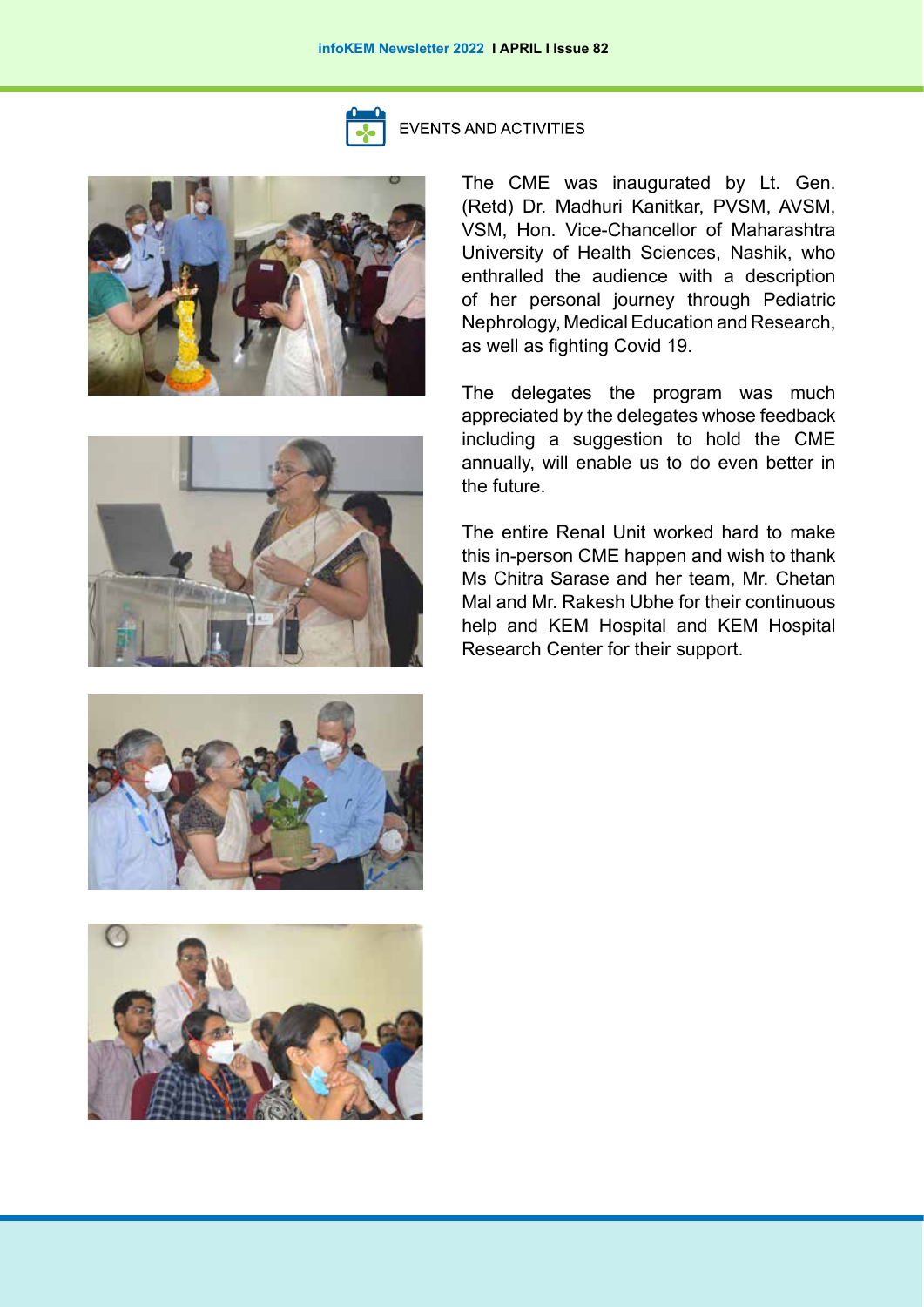EVENTS AND ACTIVITIES

The CME was inaugurated by Lt. Gen. (Retd) Dr. Madhuri Kanitkar, PVSM, AVSM, VSM, Hon. Vice-Chancellor of Maharashtra University of Health Sciences, Nashik, who enthralled the audience with a description of her personal journey through Pediatric Nephrology, Medical Education and Research, as well as fighting Covid 19.

The delegates the program was much appreciated by the delegates whose feedback including a suggestion to hold the CME annually, will enable us to do even better in the future.

The entire Renal Unit worked hard to make this in-person CME happen and wish to thank Ms Chitra Sarase and her team, Mr. Chetan Mal and Mr. Rakesh Ubhe for their continuous help and KEM Hospital and KEM Hospital Research Center for their support.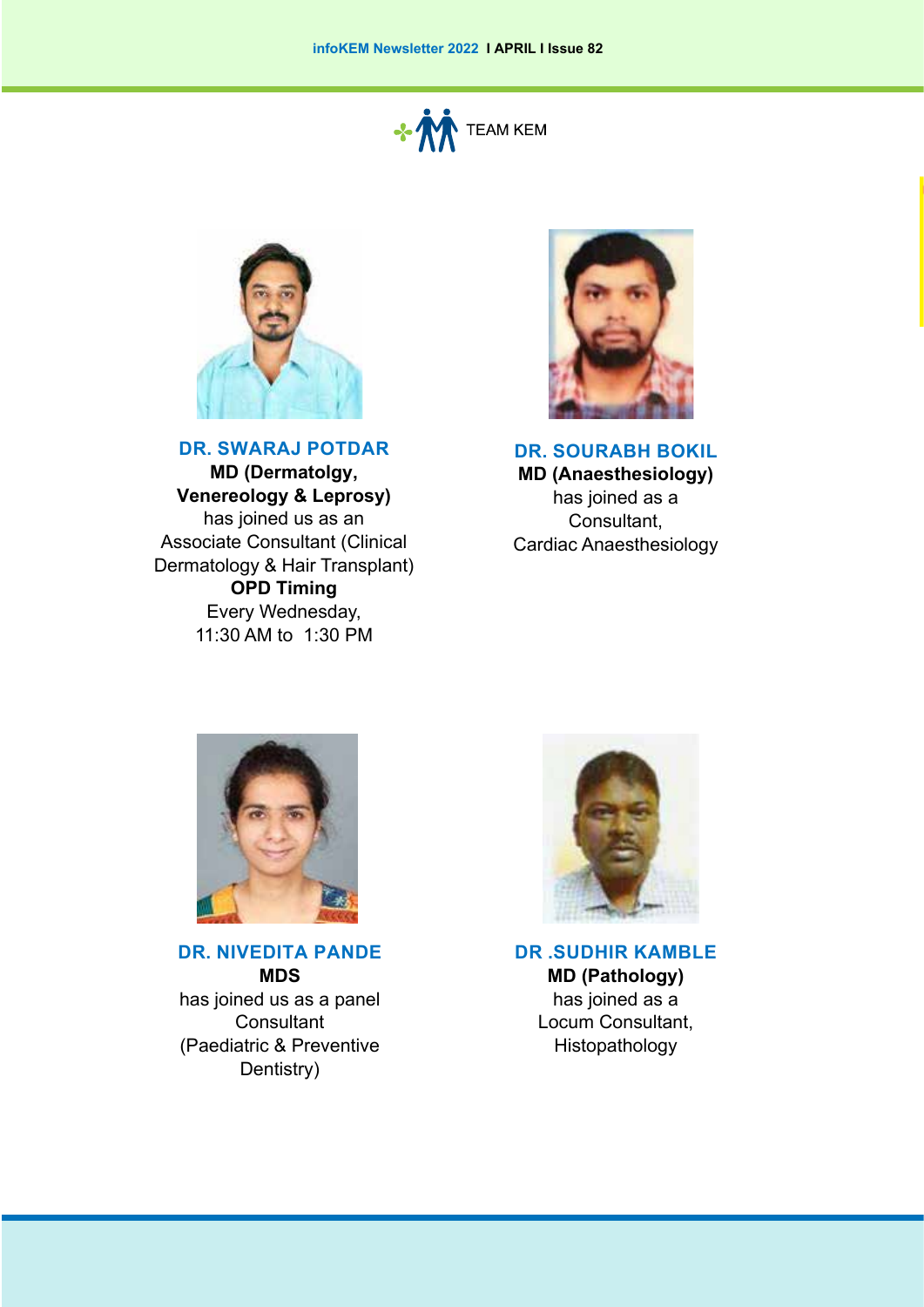## TEAM KEM

### DR. SWARAJ POTDAR

**MD (Dermatolgy, Venereology & Leprosy)**

has joined us as an Associate Consultant (Clinical Dermatology & Hair Transplant)

**OPD Timing**

Every Wednesday, 11:30 AM to 1:30 PM

### DR. SOURABH BOKIL

**MD (Anaesthesiology)**

has joined as a Consultant, Cardiac Anaesthesiology

### DR. NIVEDITA PANDE

**MDS**

has joined us as a panel Consultant (Paediatric & Preventive Dentistry)

### DR .SUDHIR KAMBLE

**MD (Pathology)**

has joined as a Locum Consultant, Histopathology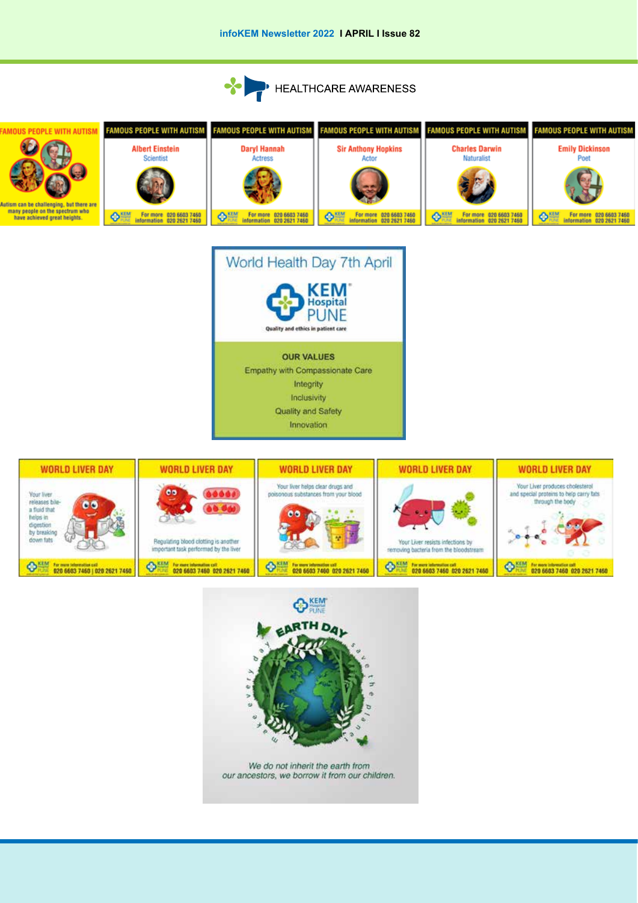## HEALTHCARE AWARENESS

**FAMOUS PEOPLE WITH AUTISM**

Autism can be challenging, but there are many people on the spectrum who have achieved great heights.

| Name | Profession |
|---|---|
| Albert Einstein | Scientist |
| Daryl Hannah | Actress |
| Sir Anthony Hopkins | Actor |
| Charles Darwin | Naturalist |
| Emily Dickinson | Poet |

For more information 020 6603 7460 020 2621 7460

## World Health Day 7th April

KEM Hospital PUNE

Quality and ethics in patient care

**OUR VALUES**

Empathy with Compassionate Care

Integrity

Inclusivity

Quality and Safety

Innovation

## WORLD LIVER DAY

- Your liver releases bile- a fluid that helps in digestion by breaking down fats
- Regulating blood clotting is another important task performed by the liver
- Your liver helps clear drugs and poisonous substances from your blood
- Your Liver resists infections by removing bacteria from the bloodstream
- Your Liver produces cholesterol and special proteins to help carry fats through the body

For more information call 020 6603 7460 | 020 2621 7460

## EARTH DAY

make every day save the planet

*We do not inherit the earth from our ancestors, we borrow it from our children.*